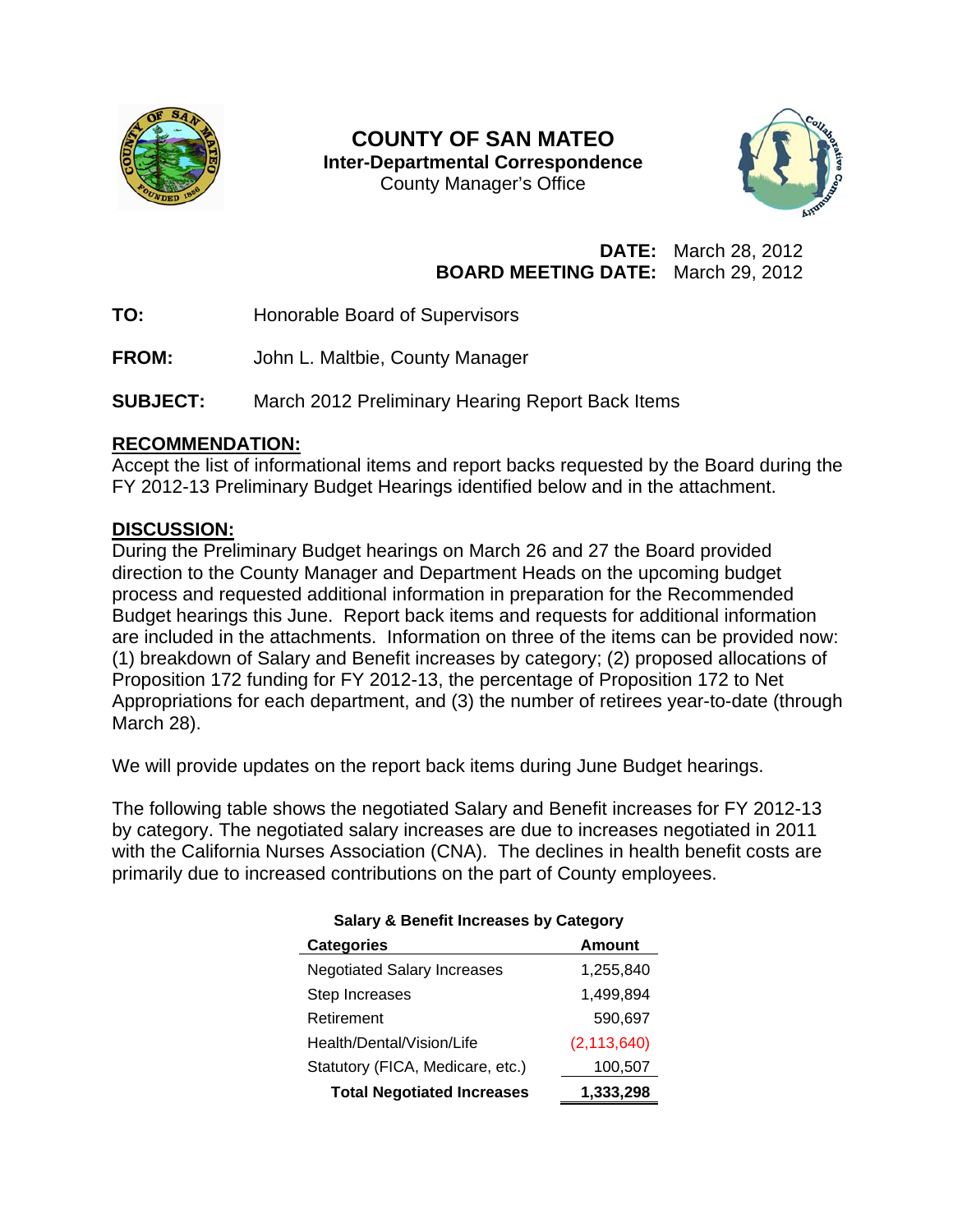# COUNTY OF SAN MATEO

**Inter-Departmental Correspondence**

County Manager's Office

**DATE:** March 28, 2012
**BOARD MEETING DATE:** March 29, 2012

**TO:** Honorable Board of Supervisors

**FROM:** John L. Maltbie, County Manager

**SUBJECT:** March 2012 Preliminary Hearing Report Back Items

## RECOMMENDATION:

Accept the list of informational items and report backs requested by the Board during the FY 2012-13 Preliminary Budget Hearings identified below and in the attachment.

## DISCUSSION:

During the Preliminary Budget hearings on March 26 and 27 the Board provided direction to the County Manager and Department Heads on the upcoming budget process and requested additional information in preparation for the Recommended Budget hearings this June. Report back items and requests for additional information are included in the attachments. Information on three of the items can be provided now: (1) breakdown of Salary and Benefit increases by category; (2) proposed allocations of Proposition 172 funding for FY 2012-13, the percentage of Proposition 172 to Net Appropriations for each department, and (3) the number of retirees year-to-date (through March 28).

We will provide updates on the report back items during June Budget hearings.

The following table shows the negotiated Salary and Benefit increases for FY 2012-13 by category. The negotiated salary increases are due to increases negotiated in 2011 with the California Nurses Association (CNA). The declines in health benefit costs are primarily due to increased contributions on the part of County employees.

**Salary & Benefit Increases by Category**

| Categories | Amount |
|---|---|
| Negotiated Salary Increases | 1,255,840 |
| Step Increases | 1,499,894 |
| Retirement | 590,697 |
| Health/Dental/Vision/Life | (2,113,640) |
| Statutory (FICA, Medicare, etc.) | 100,507 |
| **Total Negotiated Increases** | **1,333,298** |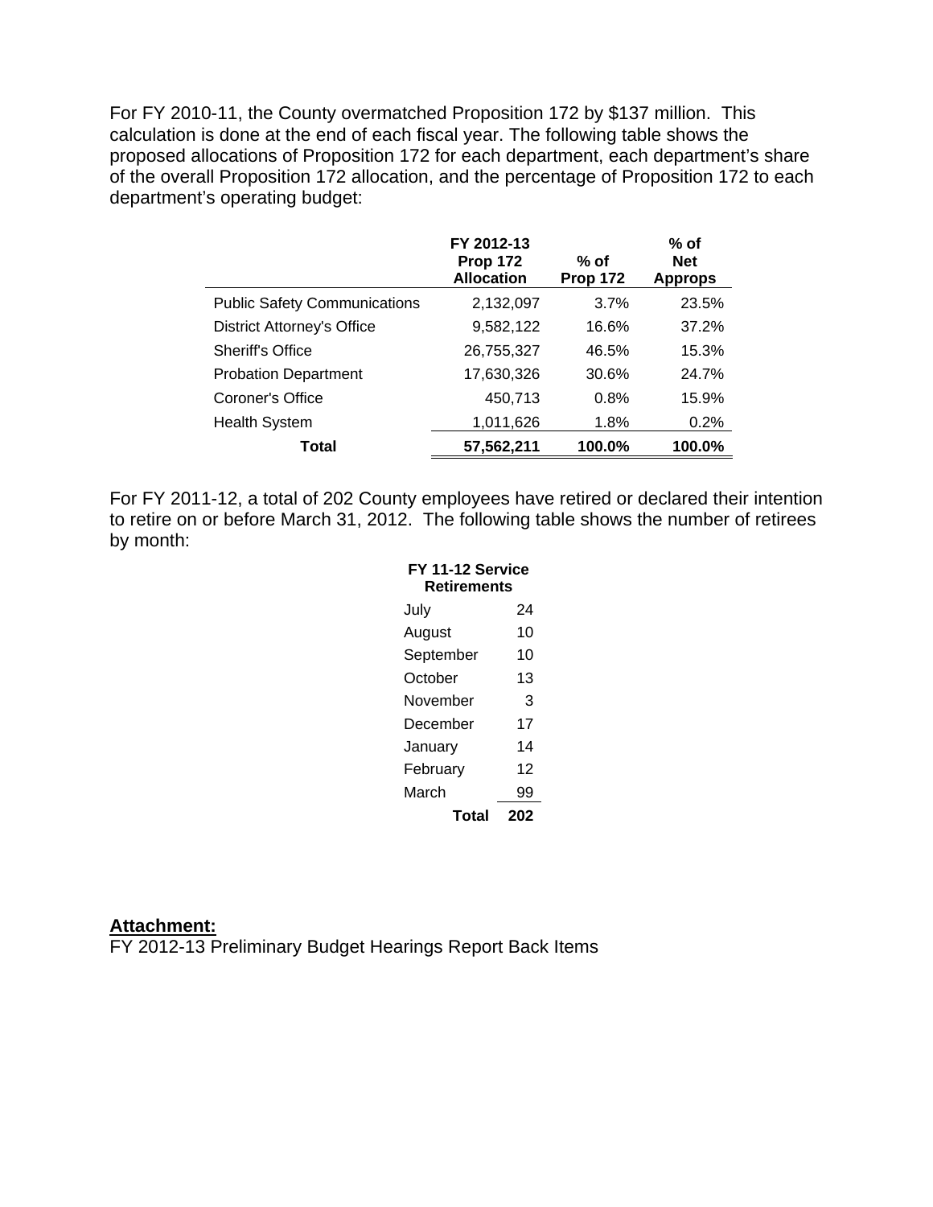For FY 2010-11, the County overmatched Proposition 172 by $137 million. This calculation is done at the end of each fiscal year. The following table shows the proposed allocations of Proposition 172 for each department, each department's share of the overall Proposition 172 allocation, and the percentage of Proposition 172 to each department's operating budget:

| | FY 2012-13 Prop 172 Allocation | % of Prop 172 | % of Net Approps |
|---|---|---|---|
| Public Safety Communications | 2,132,097 | 3.7% | 23.5% |
| District Attorney's Office | 9,582,122 | 16.6% | 37.2% |
| Sheriff's Office | 26,755,327 | 46.5% | 15.3% |
| Probation Department | 17,630,326 | 30.6% | 24.7% |
| Coroner's Office | 450,713 | 0.8% | 15.9% |
| Health System | 1,011,626 | 1.8% | 0.2% |
| **Total** | **57,562,211** | **100.0%** | **100.0%** |

For FY 2011-12, a total of 202 County employees have retired or declared their intention to retire on or before March 31, 2012. The following table shows the number of retirees by month:

| FY 11-12 Service Retirements | |
|---|---|
| July | 24 |
| August | 10 |
| September | 10 |
| October | 13 |
| November | 3 |
| December | 17 |
| January | 14 |
| February | 12 |
| March | 99 |
| **Total** | **202** |

**Attachment:**

FY 2012-13 Preliminary Budget Hearings Report Back Items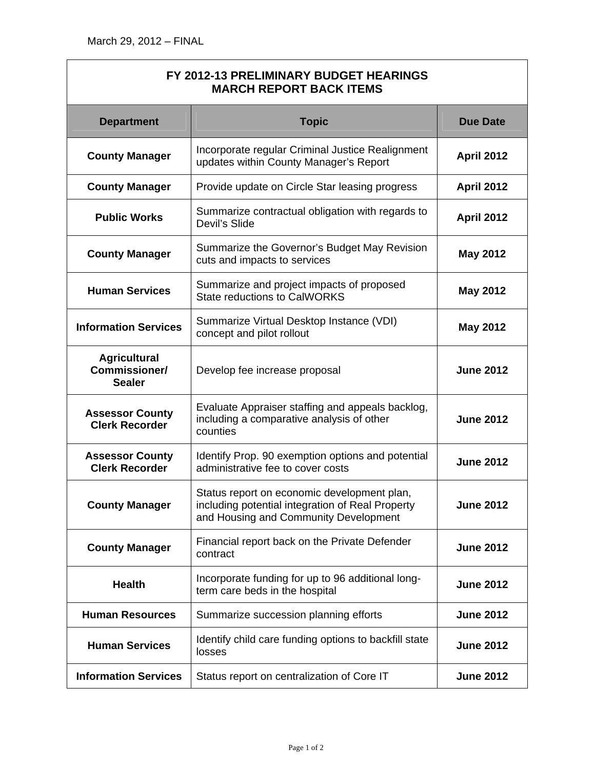March 29, 2012 – FINAL

| FY 2012-13 PRELIMINARY BUDGET HEARINGS<br>MARCH REPORT BACK ITEMS | | |
|---|---|---|
| **Department** | **Topic** | **Due Date** |
| **County Manager** | Incorporate regular Criminal Justice Realignment updates within County Manager's Report | **April 2012** |
| **County Manager** | Provide update on Circle Star leasing progress | **April 2012** |
| **Public Works** | Summarize contractual obligation with regards to Devil's Slide | **April 2012** |
| **County Manager** | Summarize the Governor's Budget May Revision cuts and impacts to services | **May 2012** |
| **Human Services** | Summarize and project impacts of proposed State reductions to CalWORKS | **May 2012** |
| **Information Services** | Summarize Virtual Desktop Instance (VDI) concept and pilot rollout | **May 2012** |
| **Agricultural Commissioner/ Sealer** | Develop fee increase proposal | **June 2012** |
| **Assessor County Clerk Recorder** | Evaluate Appraiser staffing and appeals backlog, including a comparative analysis of other counties | **June 2012** |
| **Assessor County Clerk Recorder** | Identify Prop. 90 exemption options and potential administrative fee to cover costs | **June 2012** |
| **County Manager** | Status report on economic development plan, including potential integration of Real Property and Housing and Community Development | **June 2012** |
| **County Manager** | Financial report back on the Private Defender contract | **June 2012** |
| **Health** | Incorporate funding for up to 96 additional long-term care beds in the hospital | **June 2012** |
| **Human Resources** | Summarize succession planning efforts | **June 2012** |
| **Human Services** | Identify child care funding options to backfill state losses | **June 2012** |
| **Information Services** | Status report on centralization of Core IT | **June 2012** |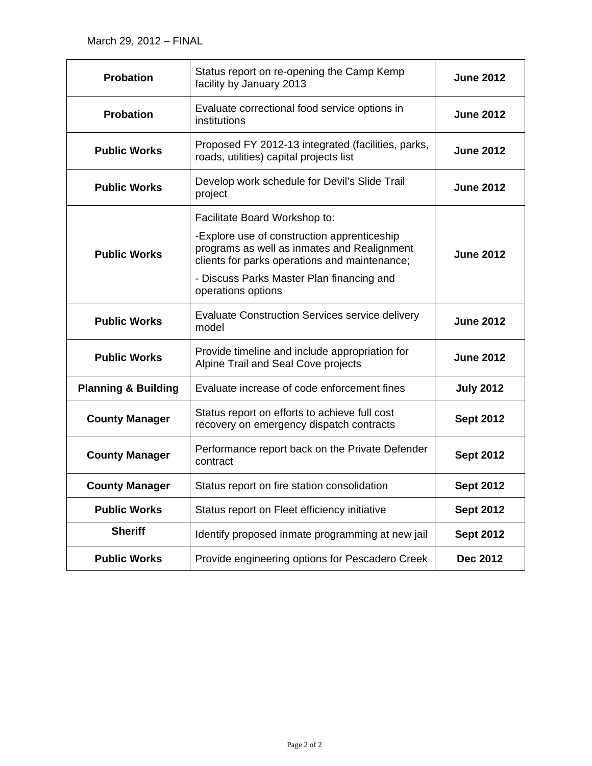March 29, 2012 – FINAL

| | | |
|---|---|---|
| **Probation** | Status report on re-opening the Camp Kemp facility by January 2013 | **June 2012** |
| **Probation** | Evaluate correctional food service options in institutions | **June 2012** |
| **Public Works** | Proposed FY 2012-13 integrated (facilities, parks, roads, utilities) capital projects list | **June 2012** |
| **Public Works** | Develop work schedule for Devil's Slide Trail project | **June 2012** |
| **Public Works** | Facilitate Board Workshop to:<br>-Explore use of construction apprenticeship programs as well as inmates and Realignment clients for parks operations and maintenance;<br>- Discuss Parks Master Plan financing and operations options | **June 2012** |
| **Public Works** | Evaluate Construction Services service delivery model | **June 2012** |
| **Public Works** | Provide timeline and include appropriation for Alpine Trail and Seal Cove projects | **June 2012** |
| **Planning & Building** | Evaluate increase of code enforcement fines | **July 2012** |
| **County Manager** | Status report on efforts to achieve full cost recovery on emergency dispatch contracts | **Sept 2012** |
| **County Manager** | Performance report back on the Private Defender contract | **Sept 2012** |
| **County Manager** | Status report on fire station consolidation | **Sept 2012** |
| **Public Works** | Status report on Fleet efficiency initiative | **Sept 2012** |
| **Sheriff** | Identify proposed inmate programming at new jail | **Sept 2012** |
| **Public Works** | Provide engineering options for Pescadero Creek | **Dec 2012** |